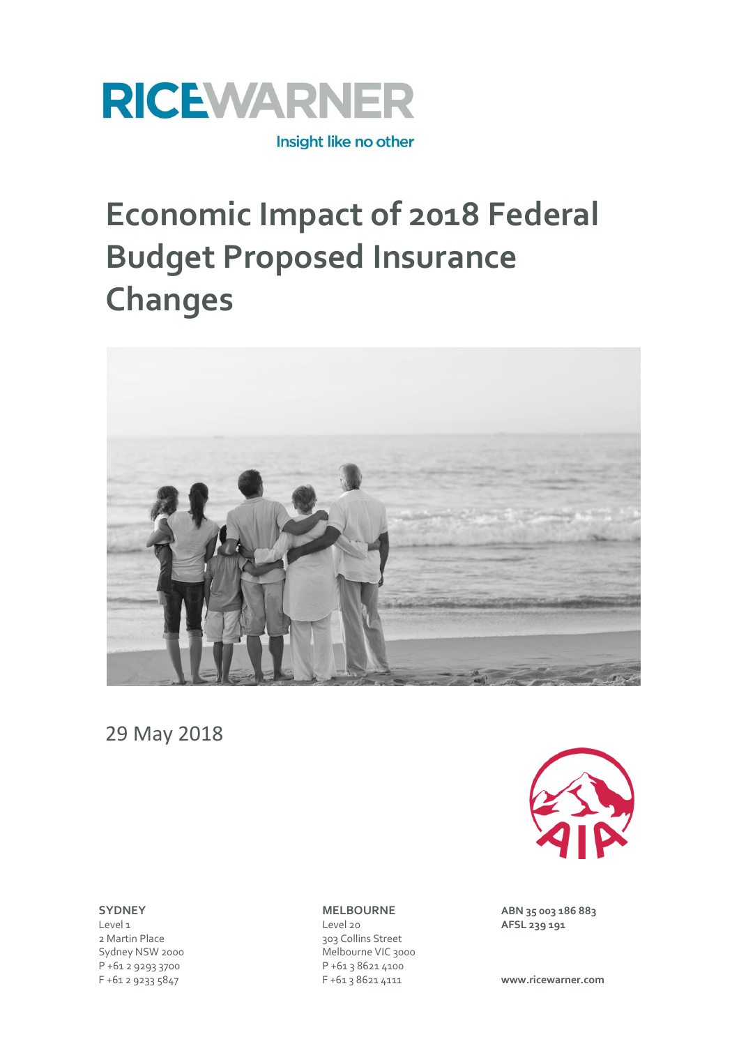RICEWARNER

Insight like no other

# Economic Impact of 2018 Federal Budget Proposed Insurance Changes

29 May 2018

AIA

**SYDNEY**
Level 1
2 Martin Place
Sydney NSW 2000
P +61 2 9293 3700
F +61 2 9233 5847

**MELBOURNE**
Level 20
303 Collins Street
Melbourne VIC 3000
P +61 3 8621 4100
F +61 3 8621 4111

**ABN 35 003 186 883**
**AFSL 239 191**

**www.ricewarner.com**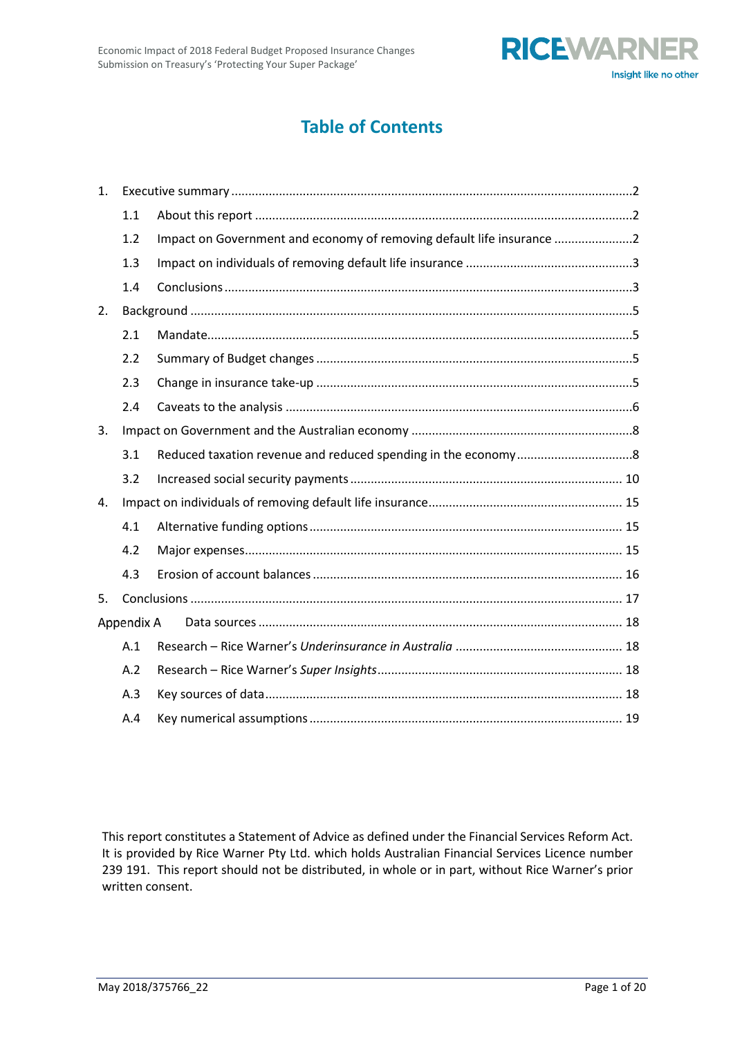# Table of Contents

1. Executive summary ....2
   - 1.1 About this report ....2
   - 1.2 Impact on Government and economy of removing default life insurance ....2
   - 1.3 Impact on individuals of removing default life insurance ....3
   - 1.4 Conclusions ....3
2. Background ....5
   - 2.1 Mandate....5
   - 2.2 Summary of Budget changes ....5
   - 2.3 Change in insurance take-up ....5
   - 2.4 Caveats to the analysis ....6
3. Impact on Government and the Australian economy ....8
   - 3.1 Reduced taxation revenue and reduced spending in the economy ....8
   - 3.2 Increased social security payments ....10
4. Impact on individuals of removing default life insurance ....15
   - 4.1 Alternative funding options ....15
   - 4.2 Major expenses....15
   - 4.3 Erosion of account balances ....16
5. Conclusions ....17

Appendix A Data sources ....18
   - A.1 Research – Rice Warner's *Underinsurance in Australia* ....18
   - A.2 Research – Rice Warner's *Super Insights* ....18
   - A.3 Key sources of data ....18
   - A.4 Key numerical assumptions ....19

This report constitutes a Statement of Advice as defined under the Financial Services Reform Act. It is provided by Rice Warner Pty Ltd. which holds Australian Financial Services Licence number 239 191. This report should not be distributed, in whole or in part, without Rice Warner's prior written consent.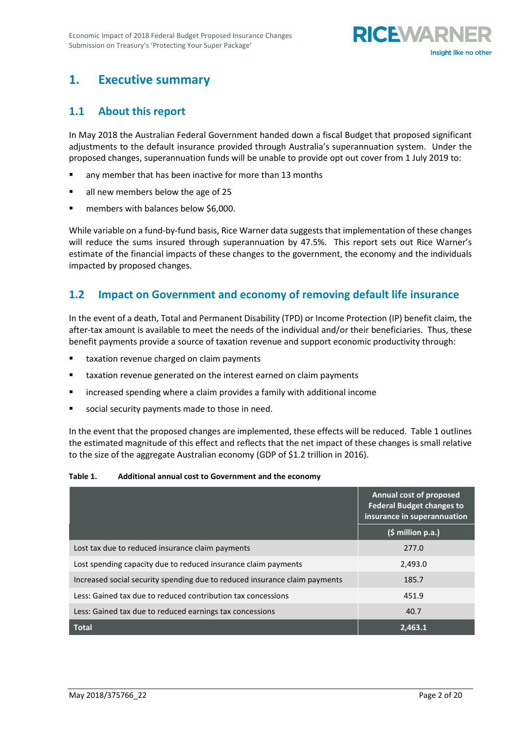# 1. Executive summary

## 1.1 About this report

In May 2018 the Australian Federal Government handed down a fiscal Budget that proposed significant adjustments to the default insurance provided through Australia's superannuation system. Under the proposed changes, superannuation funds will be unable to provide opt out cover from 1 July 2019 to:

- any member that has been inactive for more than 13 months
- all new members below the age of 25
- members with balances below $6,000.

While variable on a fund-by-fund basis, Rice Warner data suggests that implementation of these changes will reduce the sums insured through superannuation by 47.5%. This report sets out Rice Warner's estimate of the financial impacts of these changes to the government, the economy and the individuals impacted by proposed changes.

## 1.2 Impact on Government and economy of removing default life insurance

In the event of a death, Total and Permanent Disability (TPD) or Income Protection (IP) benefit claim, the after-tax amount is available to meet the needs of the individual and/or their beneficiaries. Thus, these benefit payments provide a source of taxation revenue and support economic productivity through:

- taxation revenue charged on claim payments
- taxation revenue generated on the interest earned on claim payments
- increased spending where a claim provides a family with additional income
- social security payments made to those in need.

In the event that the proposed changes are implemented, these effects will be reduced. Table 1 outlines the estimated magnitude of this effect and reflects that the net impact of these changes is small relative to the size of the aggregate Australian economy (GDP of $1.2 trillion in 2016).

**Table 1. Additional annual cost to Government and the economy**

| | Annual cost of proposed Federal Budget changes to insurance in superannuation |
|---|---|
| | ($ million p.a.) |
| Lost tax due to reduced insurance claim payments | 277.0 |
| Lost spending capacity due to reduced insurance claim payments | 2,493.0 |
| Increased social security spending due to reduced insurance claim payments | 185.7 |
| Less: Gained tax due to reduced contribution tax concessions | 451.9 |
| Less: Gained tax due to reduced earnings tax concessions | 40.7 |
| **Total** | **2,463.1** |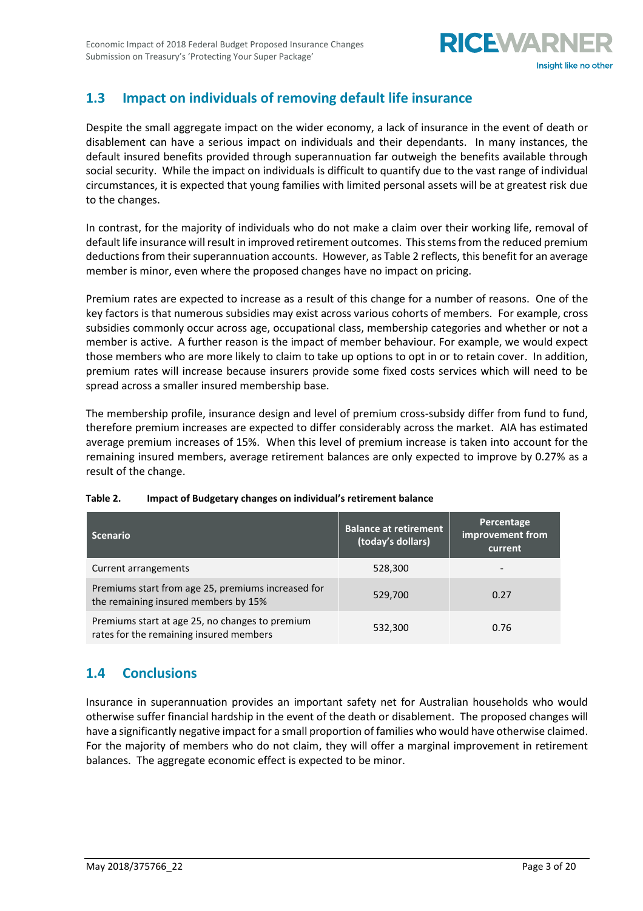## 1.3 Impact on individuals of removing default life insurance

Despite the small aggregate impact on the wider economy, a lack of insurance in the event of death or disablement can have a serious impact on individuals and their dependants. In many instances, the default insured benefits provided through superannuation far outweigh the benefits available through social security. While the impact on individuals is difficult to quantify due to the vast range of individual circumstances, it is expected that young families with limited personal assets will be at greatest risk due to the changes.

In contrast, for the majority of individuals who do not make a claim over their working life, removal of default life insurance will result in improved retirement outcomes. This stems from the reduced premium deductions from their superannuation accounts. However, as Table 2 reflects, this benefit for an average member is minor, even where the proposed changes have no impact on pricing.

Premium rates are expected to increase as a result of this change for a number of reasons. One of the key factors is that numerous subsidies may exist across various cohorts of members. For example, cross subsidies commonly occur across age, occupational class, membership categories and whether or not a member is active. A further reason is the impact of member behaviour. For example, we would expect those members who are more likely to claim to take up options to opt in or to retain cover. In addition, premium rates will increase because insurers provide some fixed costs services which will need to be spread across a smaller insured membership base.

The membership profile, insurance design and level of premium cross-subsidy differ from fund to fund, therefore premium increases are expected to differ considerably across the market. AIA has estimated average premium increases of 15%. When this level of premium increase is taken into account for the remaining insured members, average retirement balances are only expected to improve by 0.27% as a result of the change.

**Table 2. Impact of Budgetary changes on individual's retirement balance**

| Scenario | Balance at retirement (today's dollars) | Percentage improvement from current |
|---|---|---|
| Current arrangements | 528,300 | - |
| Premiums start from age 25, premiums increased for the remaining insured members by 15% | 529,700 | 0.27 |
| Premiums start at age 25, no changes to premium rates for the remaining insured members | 532,300 | 0.76 |

## 1.4 Conclusions

Insurance in superannuation provides an important safety net for Australian households who would otherwise suffer financial hardship in the event of the death or disablement. The proposed changes will have a significantly negative impact for a small proportion of families who would have otherwise claimed. For the majority of members who do not claim, they will offer a marginal improvement in retirement balances. The aggregate economic effect is expected to be minor.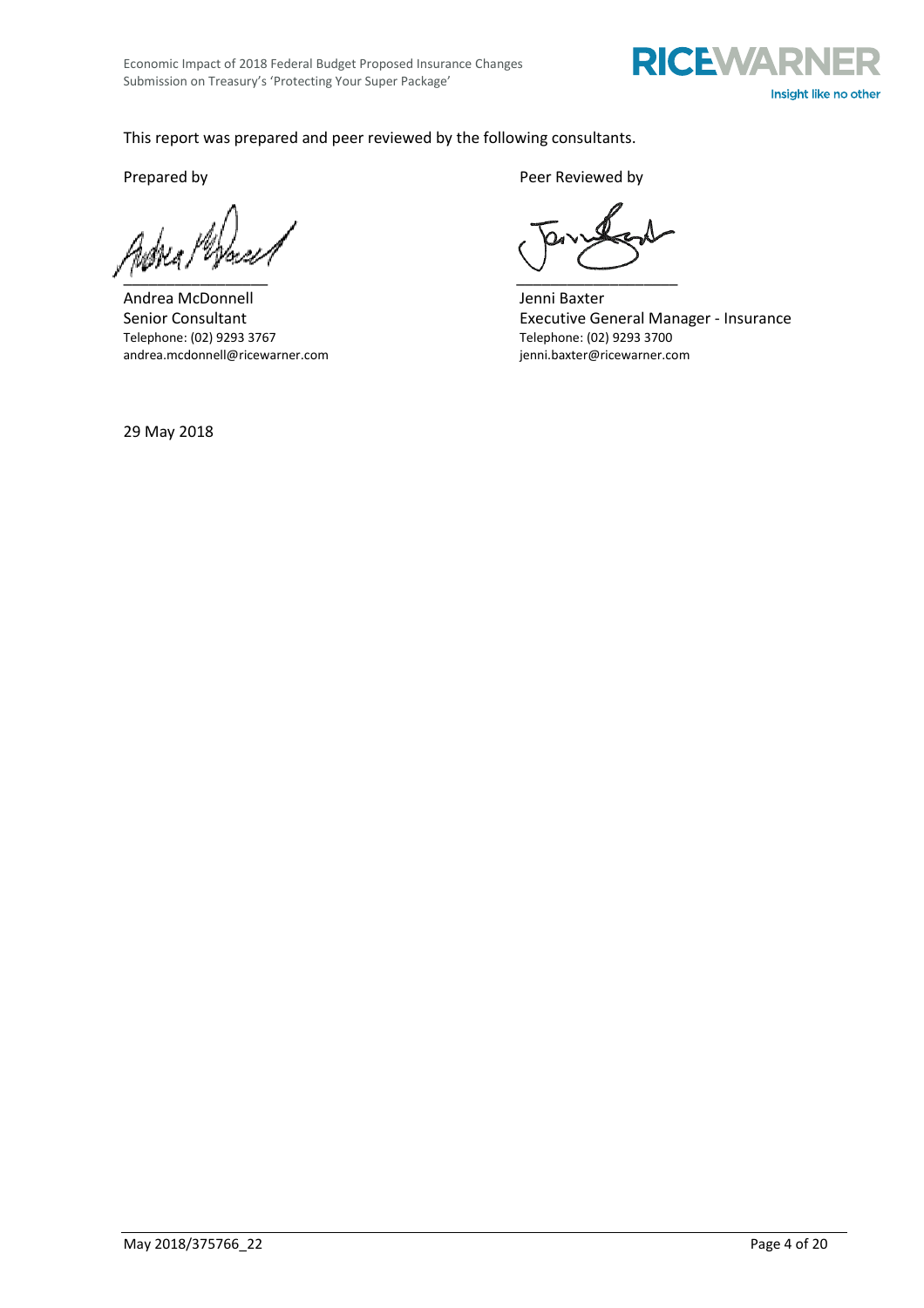This report was prepared and peer reviewed by the following consultants.

| Prepared by | Peer Reviewed by |
| --- | --- |
| Andrea McDonnell | Jenni Baxter |
| Senior Consultant | Executive General Manager - Insurance |
| Telephone: (02) 9293 3767 | Telephone: (02) 9293 3700 |
| andrea.mcdonnell@ricewarner.com | jenni.baxter@ricewarner.com |

29 May 2018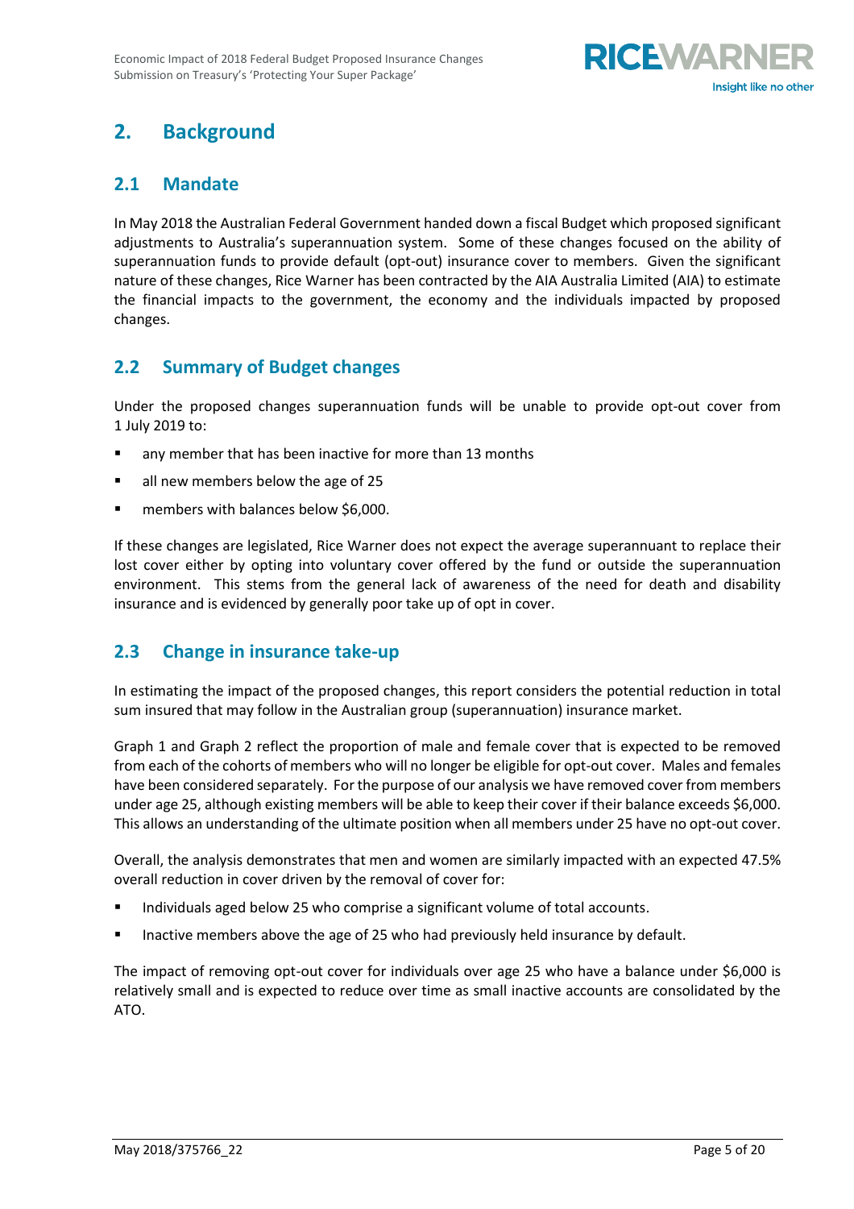## 2. Background

### 2.1 Mandate

In May 2018 the Australian Federal Government handed down a fiscal Budget which proposed significant adjustments to Australia's superannuation system. Some of these changes focused on the ability of superannuation funds to provide default (opt-out) insurance cover to members. Given the significant nature of these changes, Rice Warner has been contracted by the AIA Australia Limited (AIA) to estimate the financial impacts to the government, the economy and the individuals impacted by proposed changes.

### 2.2 Summary of Budget changes

Under the proposed changes superannuation funds will be unable to provide opt-out cover from 1 July 2019 to:

- any member that has been inactive for more than 13 months
- all new members below the age of 25
- members with balances below $6,000.

If these changes are legislated, Rice Warner does not expect the average superannuant to replace their lost cover either by opting into voluntary cover offered by the fund or outside the superannuation environment. This stems from the general lack of awareness of the need for death and disability insurance and is evidenced by generally poor take up of opt in cover.

### 2.3 Change in insurance take-up

In estimating the impact of the proposed changes, this report considers the potential reduction in total sum insured that may follow in the Australian group (superannuation) insurance market.

Graph 1 and Graph 2 reflect the proportion of male and female cover that is expected to be removed from each of the cohorts of members who will no longer be eligible for opt-out cover. Males and females have been considered separately. For the purpose of our analysis we have removed cover from members under age 25, although existing members will be able to keep their cover if their balance exceeds $6,000. This allows an understanding of the ultimate position when all members under 25 have no opt-out cover.

Overall, the analysis demonstrates that men and women are similarly impacted with an expected 47.5% overall reduction in cover driven by the removal of cover for:

- Individuals aged below 25 who comprise a significant volume of total accounts.
- Inactive members above the age of 25 who had previously held insurance by default.

The impact of removing opt-out cover for individuals over age 25 who have a balance under $6,000 is relatively small and is expected to reduce over time as small inactive accounts are consolidated by the ATO.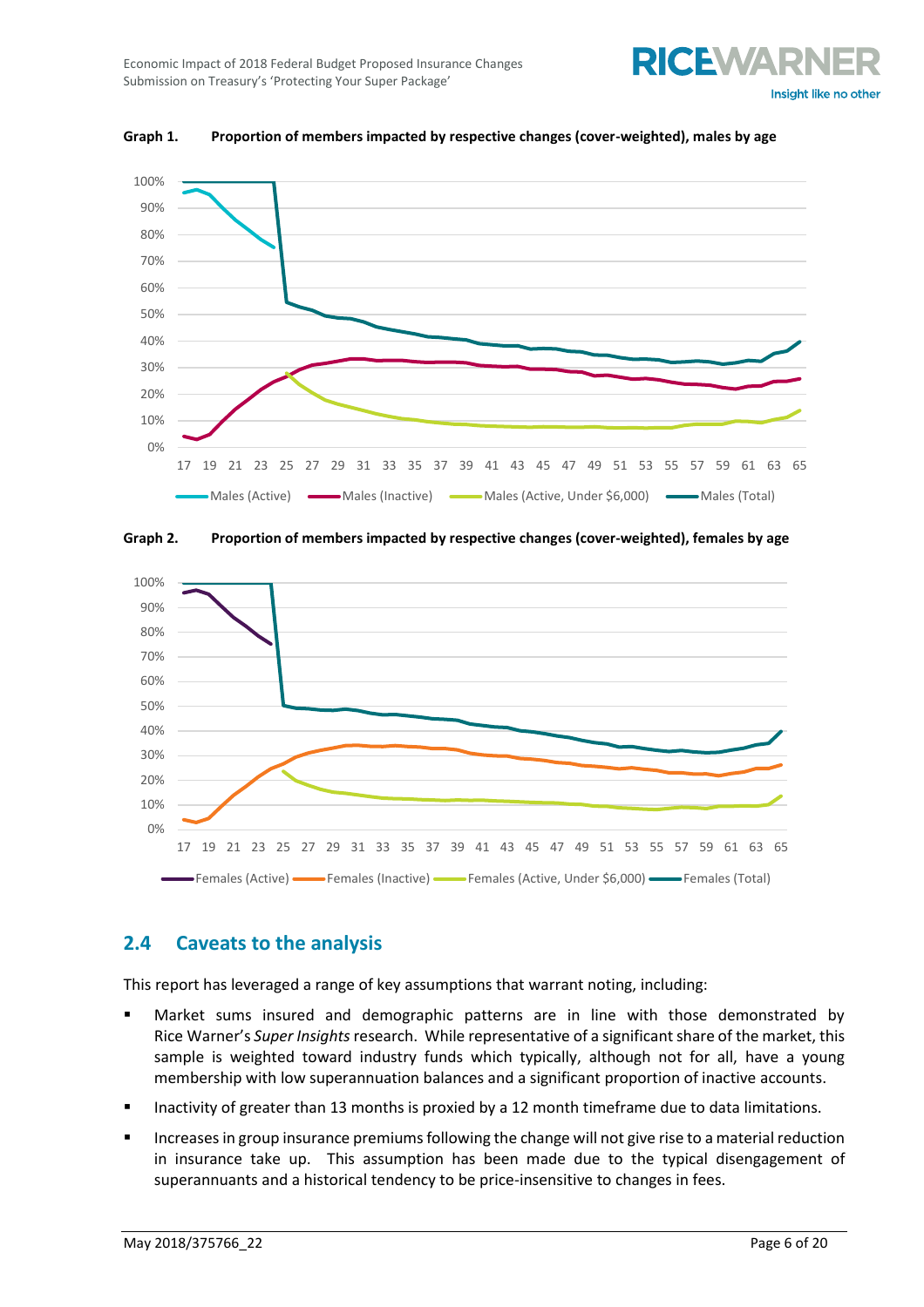**Graph 1. Proportion of members impacted by respective changes (cover-weighted), males by age**

**Graph 2. Proportion of members impacted by respective changes (cover-weighted), females by age**

## 2.4 Caveats to the analysis

This report has leveraged a range of key assumptions that warrant noting, including:

- Market sums insured and demographic patterns are in line with those demonstrated by Rice Warner's *Super Insights* research. While representative of a significant share of the market, this sample is weighted toward industry funds which typically, although not for all, have a young membership with low superannuation balances and a significant proportion of inactive accounts.
- Inactivity of greater than 13 months is proxied by a 12 month timeframe due to data limitations.
- Increases in group insurance premiums following the change will not give rise to a material reduction in insurance take up. This assumption has been made due to the typical disengagement of superannuants and a historical tendency to be price-insensitive to changes in fees.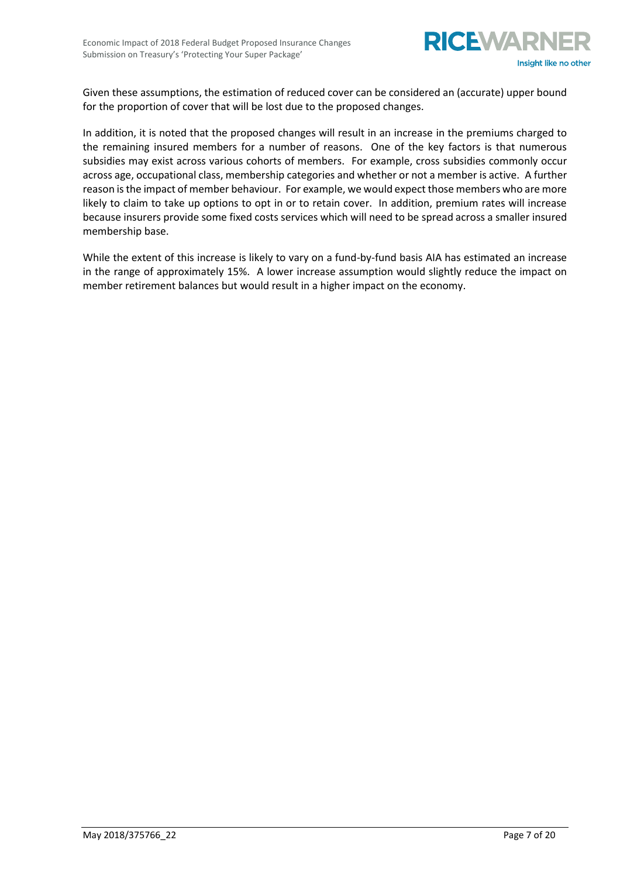Given these assumptions, the estimation of reduced cover can be considered an (accurate) upper bound for the proportion of cover that will be lost due to the proposed changes.

In addition, it is noted that the proposed changes will result in an increase in the premiums charged to the remaining insured members for a number of reasons. One of the key factors is that numerous subsidies may exist across various cohorts of members. For example, cross subsidies commonly occur across age, occupational class, membership categories and whether or not a member is active. A further reason is the impact of member behaviour. For example, we would expect those members who are more likely to claim to take up options to opt in or to retain cover. In addition, premium rates will increase because insurers provide some fixed costs services which will need to be spread across a smaller insured membership base.

While the extent of this increase is likely to vary on a fund-by-fund basis AIA has estimated an increase in the range of approximately 15%. A lower increase assumption would slightly reduce the impact on member retirement balances but would result in a higher impact on the economy.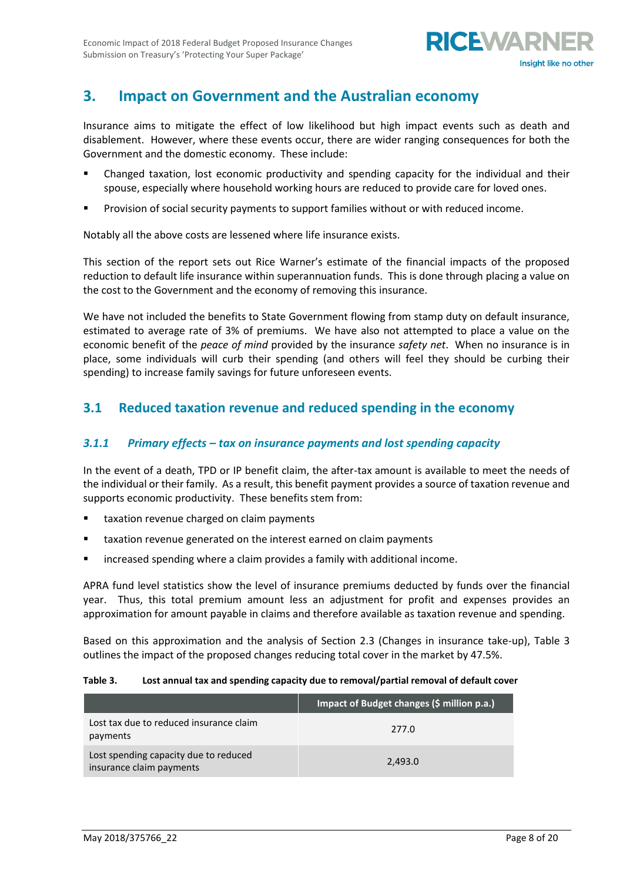## 3. Impact on Government and the Australian economy

Insurance aims to mitigate the effect of low likelihood but high impact events such as death and disablement. However, where these events occur, there are wider ranging consequences for both the Government and the domestic economy. These include:

- Changed taxation, lost economic productivity and spending capacity for the individual and their spouse, especially where household working hours are reduced to provide care for loved ones.
- Provision of social security payments to support families without or with reduced income.

Notably all the above costs are lessened where life insurance exists.

This section of the report sets out Rice Warner's estimate of the financial impacts of the proposed reduction to default life insurance within superannuation funds. This is done through placing a value on the cost to the Government and the economy of removing this insurance.

We have not included the benefits to State Government flowing from stamp duty on default insurance, estimated to average rate of 3% of premiums. We have also not attempted to place a value on the economic benefit of the *peace of mind* provided by the insurance *safety net*. When no insurance is in place, some individuals will curb their spending (and others will feel they should be curbing their spending) to increase family savings for future unforeseen events.

### 3.1 Reduced taxation revenue and reduced spending in the economy

#### *3.1.1 Primary effects – tax on insurance payments and lost spending capacity*

In the event of a death, TPD or IP benefit claim, the after-tax amount is available to meet the needs of the individual or their family. As a result, this benefit payment provides a source of taxation revenue and supports economic productivity. These benefits stem from:

- taxation revenue charged on claim payments
- taxation revenue generated on the interest earned on claim payments
- increased spending where a claim provides a family with additional income.

APRA fund level statistics show the level of insurance premiums deducted by funds over the financial year. Thus, this total premium amount less an adjustment for profit and expenses provides an approximation for amount payable in claims and therefore available as taxation revenue and spending.

Based on this approximation and the analysis of Section 2.3 (Changes in insurance take-up), Table 3 outlines the impact of the proposed changes reducing total cover in the market by 47.5%.

**Table 3. Lost annual tax and spending capacity due to removal/partial removal of default cover**

| | Impact of Budget changes ($ million p.a.) |
|---|---|
| Lost tax due to reduced insurance claim payments | 277.0 |
| Lost spending capacity due to reduced insurance claim payments | 2,493.0 |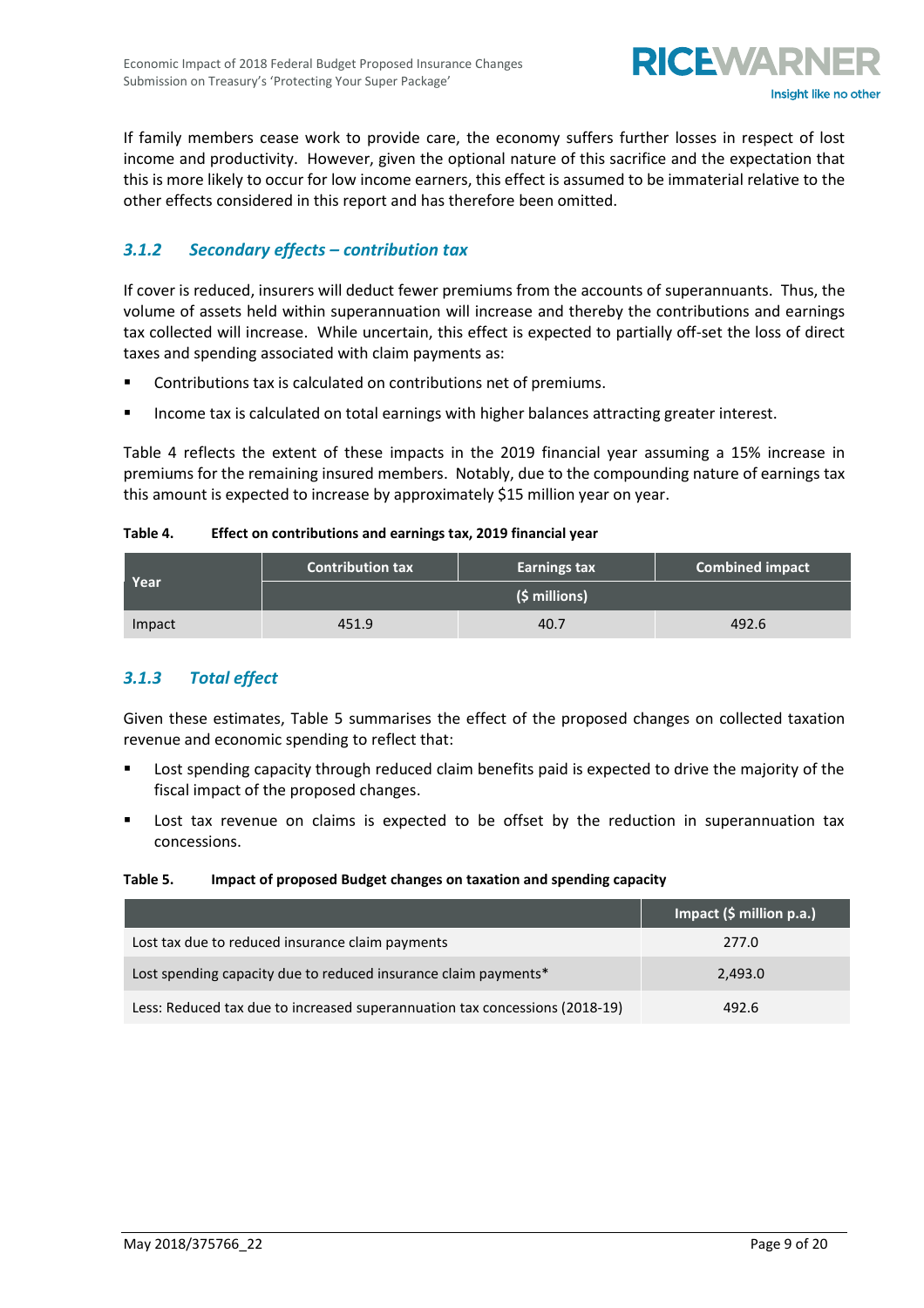If family members cease work to provide care, the economy suffers further losses in respect of lost income and productivity. However, given the optional nature of this sacrifice and the expectation that this is more likely to occur for low income earners, this effect is assumed to be immaterial relative to the other effects considered in this report and has therefore been omitted.

### *3.1.2 Secondary effects – contribution tax*

If cover is reduced, insurers will deduct fewer premiums from the accounts of superannuants. Thus, the volume of assets held within superannuation will increase and thereby the contributions and earnings tax collected will increase. While uncertain, this effect is expected to partially off-set the loss of direct taxes and spending associated with claim payments as:

- Contributions tax is calculated on contributions net of premiums.
- Income tax is calculated on total earnings with higher balances attracting greater interest.

Table 4 reflects the extent of these impacts in the 2019 financial year assuming a 15% increase in premiums for the remaining insured members. Notably, due to the compounding nature of earnings tax this amount is expected to increase by approximately $15 million year on year.

**Table 4. Effect on contributions and earnings tax, 2019 financial year**

| Year | Contribution tax | Earnings tax | Combined impact |
|---|---|---|---|
| | ($ millions) | | |
| Impact | 451.9 | 40.7 | 492.6 |

### *3.1.3 Total effect*

Given these estimates, Table 5 summarises the effect of the proposed changes on collected taxation revenue and economic spending to reflect that:

- Lost spending capacity through reduced claim benefits paid is expected to drive the majority of the fiscal impact of the proposed changes.
- Lost tax revenue on claims is expected to be offset by the reduction in superannuation tax concessions.

**Table 5. Impact of proposed Budget changes on taxation and spending capacity**

| | Impact ($ million p.a.) |
|---|---|
| Lost tax due to reduced insurance claim payments | 277.0 |
| Lost spending capacity due to reduced insurance claim payments* | 2,493.0 |
| Less: Reduced tax due to increased superannuation tax concessions (2018-19) | 492.6 |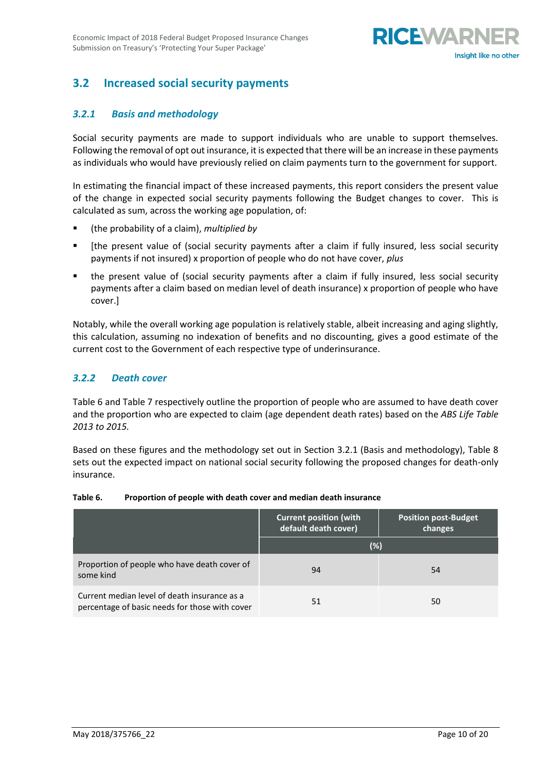## 3.2 Increased social security payments

### *3.2.1 Basis and methodology*

Social security payments are made to support individuals who are unable to support themselves. Following the removal of opt out insurance, it is expected that there will be an increase in these payments as individuals who would have previously relied on claim payments turn to the government for support.

In estimating the financial impact of these increased payments, this report considers the present value of the change in expected social security payments following the Budget changes to cover. This is calculated as sum, across the working age population, of:

- (the probability of a claim), *multiplied by*
- [the present value of (social security payments after a claim if fully insured, less social security payments if not insured) x proportion of people who do not have cover, *plus*
- the present value of (social security payments after a claim if fully insured, less social security payments after a claim based on median level of death insurance) x proportion of people who have cover.]

Notably, while the overall working age population is relatively stable, albeit increasing and aging slightly, this calculation, assuming no indexation of benefits and no discounting, gives a good estimate of the current cost to the Government of each respective type of underinsurance.

### *3.2.2 Death cover*

Table 6 and Table 7 respectively outline the proportion of people who are assumed to have death cover and the proportion who are expected to claim (age dependent death rates) based on the *ABS Life Table 2013 to 2015.*

Based on these figures and the methodology set out in Section 3.2.1 (Basis and methodology), Table 8 sets out the expected impact on national social security following the proposed changes for death-only insurance.

**Table 6. Proportion of people with death cover and median death insurance**

| | Current position (with default death cover) | Position post-Budget changes |
|---|---|---|
| | (%) | |
| Proportion of people who have death cover of some kind | 94 | 54 |
| Current median level of death insurance as a percentage of basic needs for those with cover | 51 | 50 |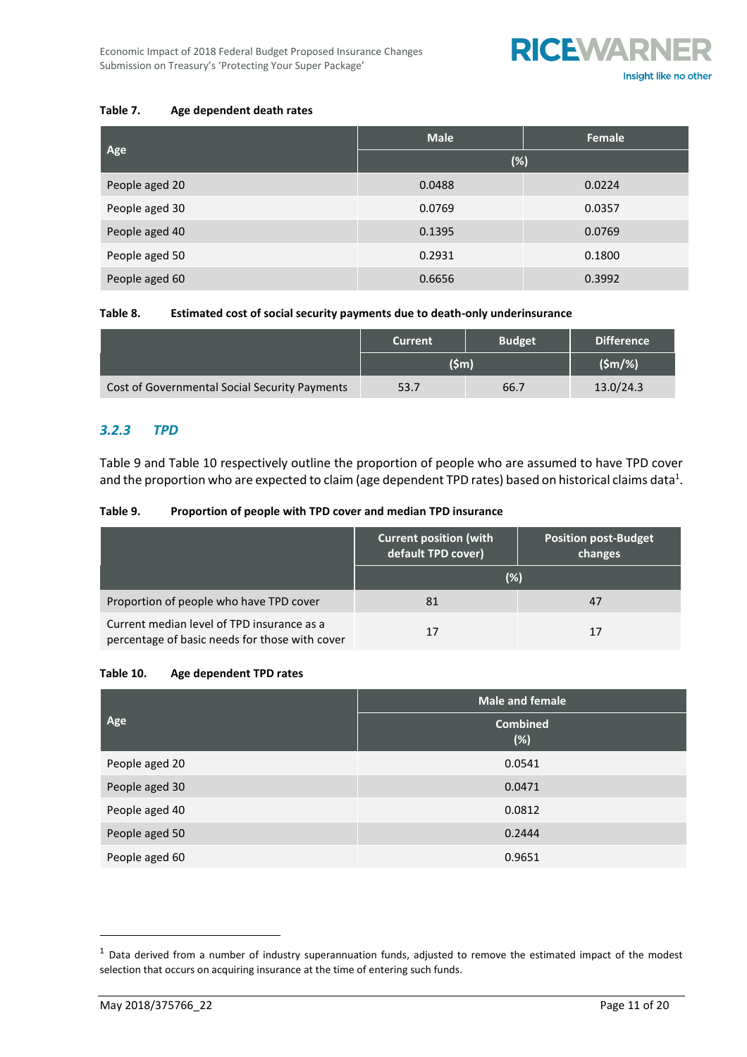**Table 7. Age dependent death rates**

| Age | Male | Female |
|---|---|---|
| | (%) | |
| People aged 20 | 0.0488 | 0.0224 |
| People aged 30 | 0.0769 | 0.0357 |
| People aged 40 | 0.1395 | 0.0769 |
| People aged 50 | 0.2931 | 0.1800 |
| People aged 60 | 0.6656 | 0.3992 |

**Table 8. Estimated cost of social security payments due to death-only underinsurance**

| | Current | Budget | Difference |
|---|---|---|---|
| | ($m) | | ($m/%) |
| Cost of Governmental Social Security Payments | 53.7 | 66.7 | 13.0/24.3 |

### *3.2.3 TPD*

Table 9 and Table 10 respectively outline the proportion of people who are assumed to have TPD cover and the proportion who are expected to claim (age dependent TPD rates) based on historical claims data[1].

**Table 9. Proportion of people with TPD cover and median TPD insurance**

| | Current position (with default TPD cover) | Position post-Budget changes |
|---|---|---|
| | (%) | |
| Proportion of people who have TPD cover | 81 | 47 |
| Current median level of TPD insurance as a percentage of basic needs for those with cover | 17 | 17 |

**Table 10. Age dependent TPD rates**

| Age | Male and female |
|---|---|
| | Combined (%) |
| People aged 20 | 0.0541 |
| People aged 30 | 0.0471 |
| People aged 40 | 0.0812 |
| People aged 50 | 0.2444 |
| People aged 60 | 0.9651 |

[1] Data derived from a number of industry superannuation funds, adjusted to remove the estimated impact of the modest selection that occurs on acquiring insurance at the time of entering such funds.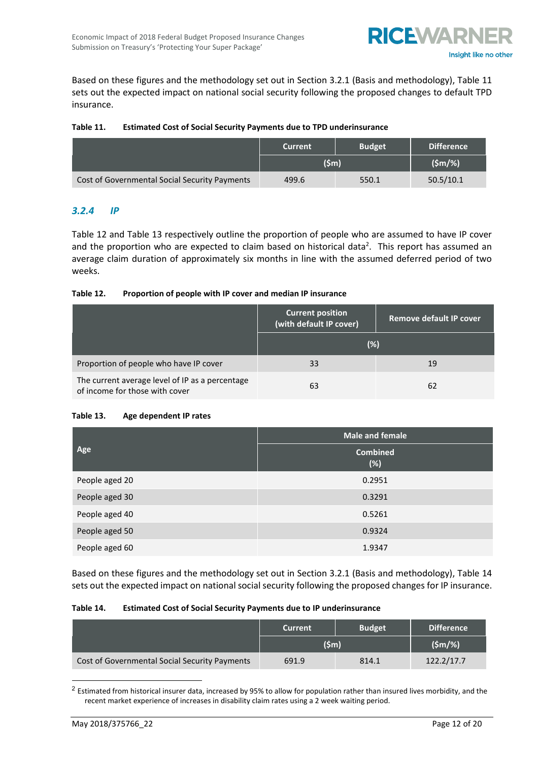Based on these figures and the methodology set out in Section 3.2.1 (Basis and methodology), Table 11 sets out the expected impact on national social security following the proposed changes to default TPD insurance.

**Table 11. Estimated Cost of Social Security Payments due to TPD underinsurance**

| | Current | Budget | Difference |
|---|---|---|---|
| | ($m) | | ($m/%) |
| Cost of Governmental Social Security Payments | 499.6 | 550.1 | 50.5/10.1 |

### *3.2.4 IP*

Table 12 and Table 13 respectively outline the proportion of people who are assumed to have IP cover and the proportion who are expected to claim based on historical data[2]. This report has assumed an average claim duration of approximately six months in line with the assumed deferred period of two weeks.

**Table 12. Proportion of people with IP cover and median IP insurance**

| | Current position (with default IP cover) | Remove default IP cover |
|---|---|---|
| | (%) | |
| Proportion of people who have IP cover | 33 | 19 |
| The current average level of IP as a percentage of income for those with cover | 63 | 62 |

**Table 13. Age dependent IP rates**

| Age | Male and female |
|---|---|
| | Combined (%) |
| People aged 20 | 0.2951 |
| People aged 30 | 0.3291 |
| People aged 40 | 0.5261 |
| People aged 50 | 0.9324 |
| People aged 60 | 1.9347 |

Based on these figures and the methodology set out in Section 3.2.1 (Basis and methodology), Table 14 sets out the expected impact on national social security following the proposed changes for IP insurance.

**Table 14. Estimated Cost of Social Security Payments due to IP underinsurance**

| | Current | Budget | Difference |
|---|---|---|---|
| | ($m) | | ($m/%) |
| Cost of Governmental Social Security Payments | 691.9 | 814.1 | 122.2/17.7 |

[2] Estimated from historical insurer data, increased by 95% to allow for population rather than insured lives morbidity, and the recent market experience of increases in disability claim rates using a 2 week waiting period.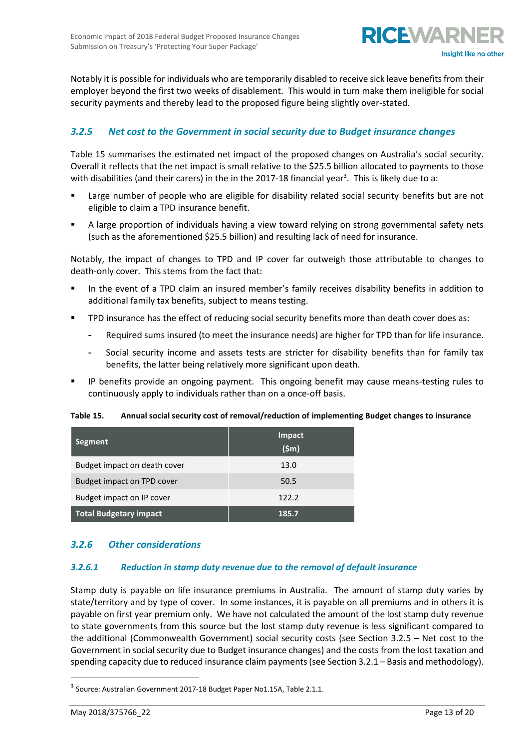Notably it is possible for individuals who are temporarily disabled to receive sick leave benefits from their employer beyond the first two weeks of disablement. This would in turn make them ineligible for social security payments and thereby lead to the proposed figure being slightly over-stated.

### *3.2.5 Net cost to the Government in social security due to Budget insurance changes*

Table 15 summarises the estimated net impact of the proposed changes on Australia's social security. Overall it reflects that the net impact is small relative to the $25.5 billion allocated to payments to those with disabilities (and their carers) in the in the 2017-18 financial year[3]. This is likely due to a:

- Large number of people who are eligible for disability related social security benefits but are not eligible to claim a TPD insurance benefit.
- A large proportion of individuals having a view toward relying on strong governmental safety nets (such as the aforementioned $25.5 billion) and resulting lack of need for insurance.

Notably, the impact of changes to TPD and IP cover far outweigh those attributable to changes to death-only cover. This stems from the fact that:

- In the event of a TPD claim an insured member's family receives disability benefits in addition to additional family tax benefits, subject to means testing.
- TPD insurance has the effect of reducing social security benefits more than death cover does as:
  - Required sums insured (to meet the insurance needs) are higher for TPD than for life insurance.
  - Social security income and assets tests are stricter for disability benefits than for family tax benefits, the latter being relatively more significant upon death.
- IP benefits provide an ongoing payment. This ongoing benefit may cause means-testing rules to continuously apply to individuals rather than on a once-off basis.

**Table 15. Annual social security cost of removal/reduction of implementing Budget changes to insurance**

| Segment | Impact ($m) |
|---|---|
| Budget impact on death cover | 13.0 |
| Budget impact on TPD cover | 50.5 |
| Budget impact on IP cover | 122.2 |
| **Total Budgetary impact** | **185.7** |

### *3.2.6 Other considerations*

#### *3.2.6.1 Reduction in stamp duty revenue due to the removal of default insurance*

Stamp duty is payable on life insurance premiums in Australia. The amount of stamp duty varies by state/territory and by type of cover. In some instances, it is payable on all premiums and in others it is payable on first year premium only. We have not calculated the amount of the lost stamp duty revenue to state governments from this source but the lost stamp duty revenue is less significant compared to the additional (Commonwealth Government) social security costs (see Section 3.2.5 – Net cost to the Government in social security due to Budget insurance changes) and the costs from the lost taxation and spending capacity due to reduced insurance claim payments (see Section 3.2.1 – Basis and methodology).

[3] Source: Australian Government 2017-18 Budget Paper No1.15A, Table 2.1.1.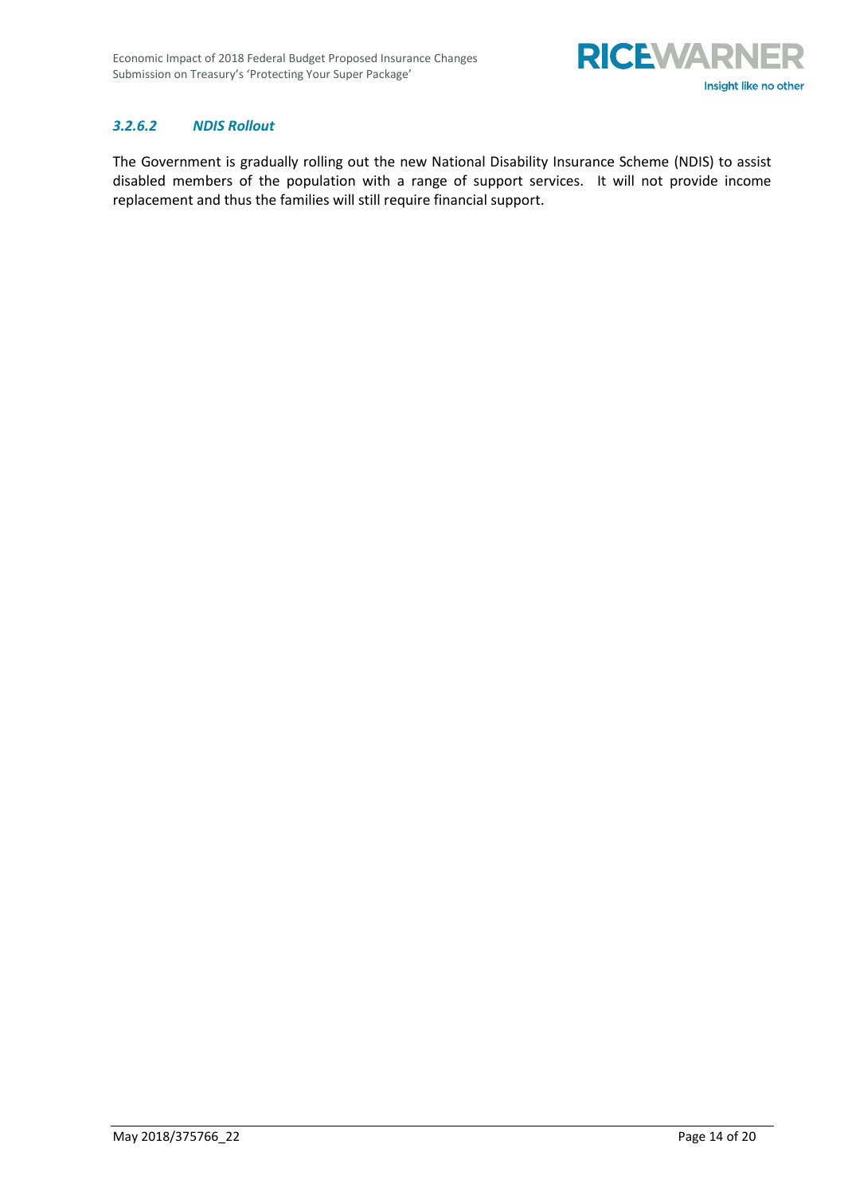#### *3.2.6.2 NDIS Rollout*

The Government is gradually rolling out the new National Disability Insurance Scheme (NDIS) to assist disabled members of the population with a range of support services. It will not provide income replacement and thus the families will still require financial support.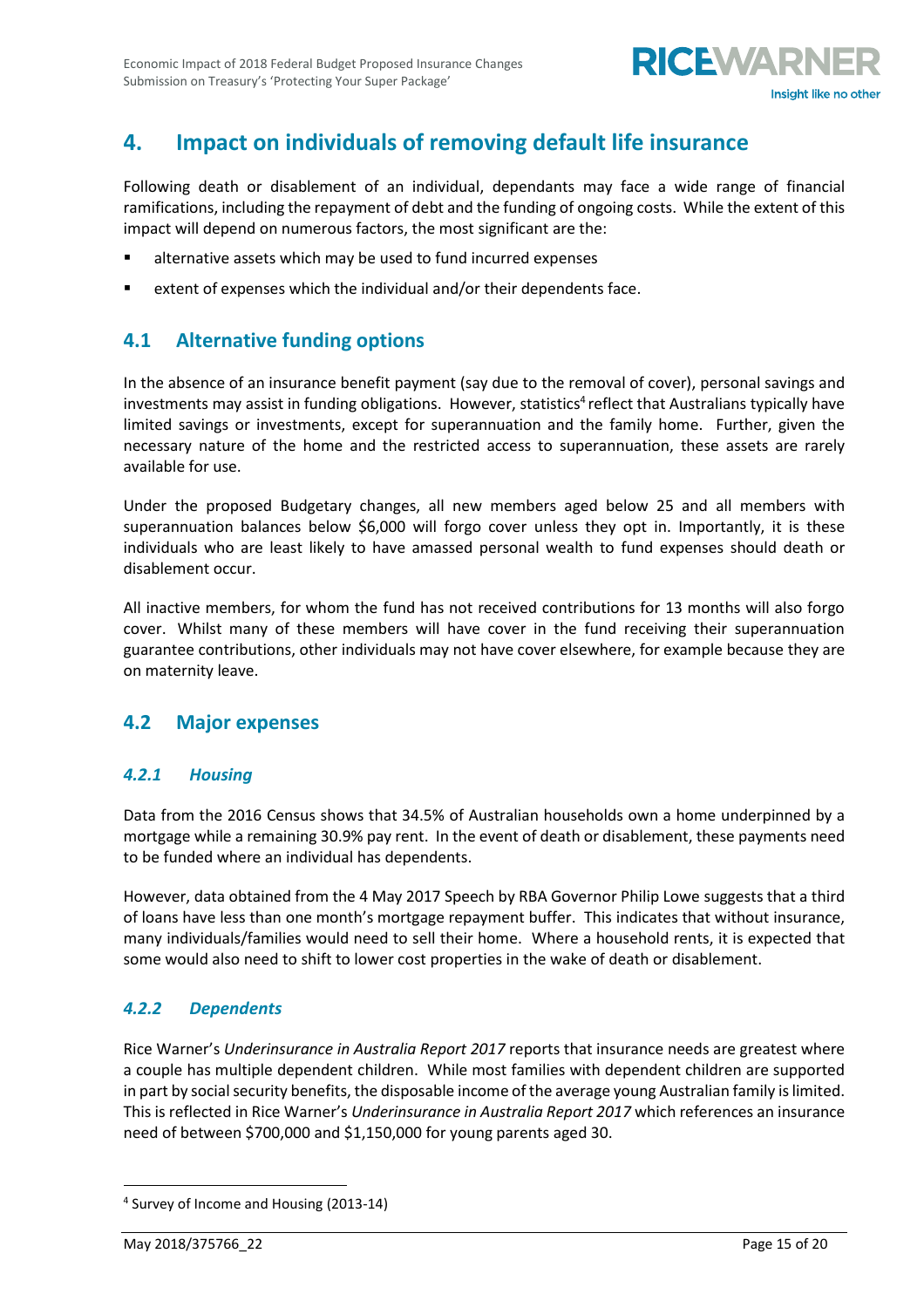# 4. Impact on individuals of removing default life insurance

Following death or disablement of an individual, dependants may face a wide range of financial ramifications, including the repayment of debt and the funding of ongoing costs. While the extent of this impact will depend on numerous factors, the most significant are the:

- alternative assets which may be used to fund incurred expenses
- extent of expenses which the individual and/or their dependents face.

## 4.1 Alternative funding options

In the absence of an insurance benefit payment (say due to the removal of cover), personal savings and investments may assist in funding obligations. However, statistics[4] reflect that Australians typically have limited savings or investments, except for superannuation and the family home. Further, given the necessary nature of the home and the restricted access to superannuation, these assets are rarely available for use.

Under the proposed Budgetary changes, all new members aged below 25 and all members with superannuation balances below $6,000 will forgo cover unless they opt in. Importantly, it is these individuals who are least likely to have amassed personal wealth to fund expenses should death or disablement occur.

All inactive members, for whom the fund has not received contributions for 13 months will also forgo cover. Whilst many of these members will have cover in the fund receiving their superannuation guarantee contributions, other individuals may not have cover elsewhere, for example because they are on maternity leave.

## 4.2 Major expenses

### *4.2.1 Housing*

Data from the 2016 Census shows that 34.5% of Australian households own a home underpinned by a mortgage while a remaining 30.9% pay rent. In the event of death or disablement, these payments need to be funded where an individual has dependents.

However, data obtained from the 4 May 2017 Speech by RBA Governor Philip Lowe suggests that a third of loans have less than one month's mortgage repayment buffer. This indicates that without insurance, many individuals/families would need to sell their home. Where a household rents, it is expected that some would also need to shift to lower cost properties in the wake of death or disablement.

### *4.2.2 Dependents*

Rice Warner's *Underinsurance in Australia Report 2017* reports that insurance needs are greatest where a couple has multiple dependent children. While most families with dependent children are supported in part by social security benefits, the disposable income of the average young Australian family is limited. This is reflected in Rice Warner's *Underinsurance in Australia Report 2017* which references an insurance need of between $700,000 and $1,150,000 for young parents aged 30.

---

[4] Survey of Income and Housing (2013-14)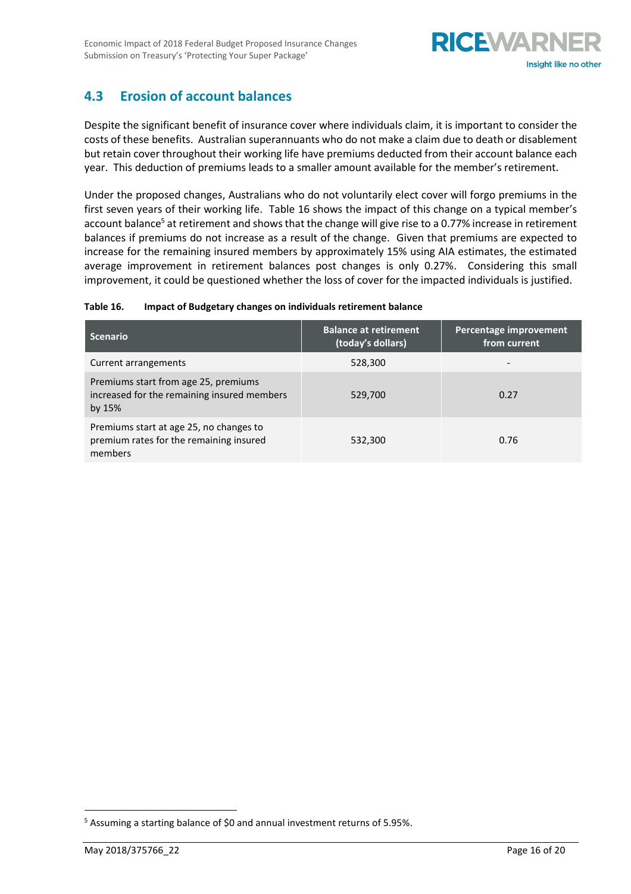## 4.3 Erosion of account balances

Despite the significant benefit of insurance cover where individuals claim, it is important to consider the costs of these benefits. Australian superannuants who do not make a claim due to death or disablement but retain cover throughout their working life have premiums deducted from their account balance each year. This deduction of premiums leads to a smaller amount available for the member's retirement.

Under the proposed changes, Australians who do not voluntarily elect cover will forgo premiums in the first seven years of their working life. Table 16 shows the impact of this change on a typical member's account balance[5] at retirement and shows that the change will give rise to a 0.77% increase in retirement balances if premiums do not increase as a result of the change. Given that premiums are expected to increase for the remaining insured members by approximately 15% using AIA estimates, the estimated average improvement in retirement balances post changes is only 0.27%. Considering this small improvement, it could be questioned whether the loss of cover for the impacted individuals is justified.

**Table 16. Impact of Budgetary changes on individuals retirement balance**

| Scenario | Balance at retirement (today's dollars) | Percentage improvement from current |
|---|---|---|
| Current arrangements | 528,300 | - |
| Premiums start from age 25, premiums increased for the remaining insured members by 15% | 529,700 | 0.27 |
| Premiums start at age 25, no changes to premium rates for the remaining insured members | 532,300 | 0.76 |

[5] Assuming a starting balance of $0 and annual investment returns of 5.95%.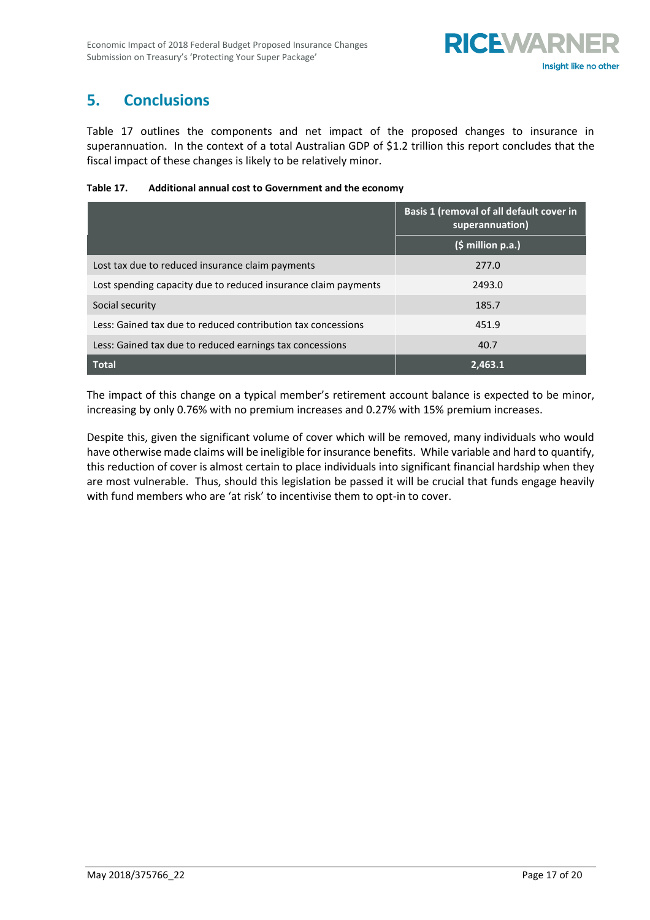# 5. Conclusions

Table 17 outlines the components and net impact of the proposed changes to insurance in superannuation. In the context of a total Australian GDP of $1.2 trillion this report concludes that the fiscal impact of these changes is likely to be relatively minor.

**Table 17. Additional annual cost to Government and the economy**

| | Basis 1 (removal of all default cover in superannuation) |
|---|---|
| | ($ million p.a.) |
| Lost tax due to reduced insurance claim payments | 277.0 |
| Lost spending capacity due to reduced insurance claim payments | 2493.0 |
| Social security | 185.7 |
| Less: Gained tax due to reduced contribution tax concessions | 451.9 |
| Less: Gained tax due to reduced earnings tax concessions | 40.7 |
| **Total** | **2,463.1** |

The impact of this change on a typical member's retirement account balance is expected to be minor, increasing by only 0.76% with no premium increases and 0.27% with 15% premium increases.

Despite this, given the significant volume of cover which will be removed, many individuals who would have otherwise made claims will be ineligible for insurance benefits. While variable and hard to quantify, this reduction of cover is almost certain to place individuals into significant financial hardship when they are most vulnerable. Thus, should this legislation be passed it will be crucial that funds engage heavily with fund members who are 'at risk' to incentivise them to opt-in to cover.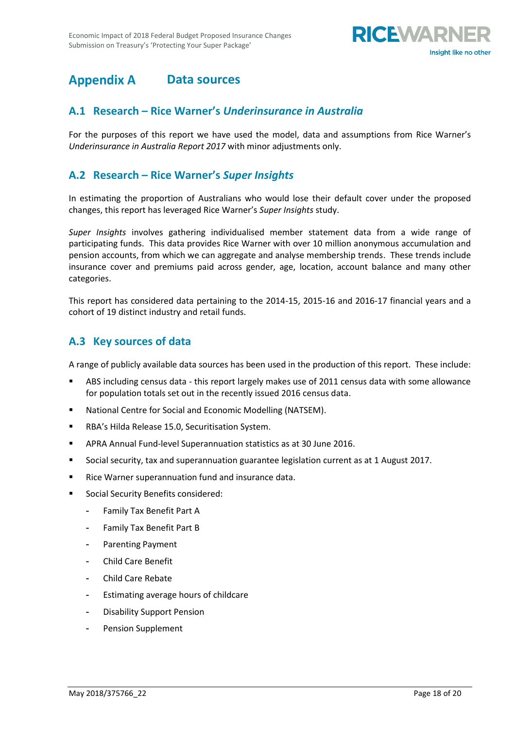# Appendix A Data sources

## A.1 Research – Rice Warner's *Underinsurance in Australia*

For the purposes of this report we have used the model, data and assumptions from Rice Warner's *Underinsurance in Australia Report 2017* with minor adjustments only.

## A.2 Research – Rice Warner's *Super Insights*

In estimating the proportion of Australians who would lose their default cover under the proposed changes, this report has leveraged Rice Warner's *Super Insights* study.

*Super Insights* involves gathering individualised member statement data from a wide range of participating funds. This data provides Rice Warner with over 10 million anonymous accumulation and pension accounts, from which we can aggregate and analyse membership trends. These trends include insurance cover and premiums paid across gender, age, location, account balance and many other categories.

This report has considered data pertaining to the 2014-15, 2015-16 and 2016-17 financial years and a cohort of 19 distinct industry and retail funds.

## A.3 Key sources of data

A range of publicly available data sources has been used in the production of this report. These include:

- ABS including census data - this report largely makes use of 2011 census data with some allowance for population totals set out in the recently issued 2016 census data.
- National Centre for Social and Economic Modelling (NATSEM).
- RBA's Hilda Release 15.0, Securitisation System.
- APRA Annual Fund-level Superannuation statistics as at 30 June 2016.
- Social security, tax and superannuation guarantee legislation current as at 1 August 2017.
- Rice Warner superannuation fund and insurance data.
- Social Security Benefits considered:
  - Family Tax Benefit Part A
  - Family Tax Benefit Part B
  - Parenting Payment
  - Child Care Benefit
  - Child Care Rebate
  - Estimating average hours of childcare
  - Disability Support Pension
  - Pension Supplement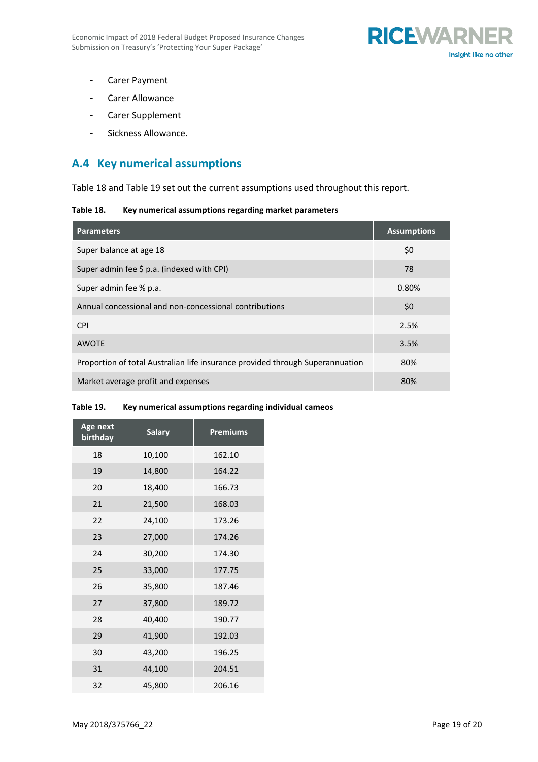- Carer Payment
- Carer Allowance
- Carer Supplement
- Sickness Allowance.

## A.4 Key numerical assumptions

Table 18 and Table 19 set out the current assumptions used throughout this report.

**Table 18. Key numerical assumptions regarding market parameters**

| Parameters | Assumptions |
|---|---|
| Super balance at age 18 | $0 |
| Super admin fee $ p.a. (indexed with CPI) | 78 |
| Super admin fee % p.a. | 0.80% |
| Annual concessional and non-concessional contributions | $0 |
| CPI | 2.5% |
| AWOTE | 3.5% |
| Proportion of total Australian life insurance provided through Superannuation | 80% |
| Market average profit and expenses | 80% |

**Table 19. Key numerical assumptions regarding individual cameos**

| Age next birthday | Salary | Premiums |
|---|---|---|
| 18 | 10,100 | 162.10 |
| 19 | 14,800 | 164.22 |
| 20 | 18,400 | 166.73 |
| 21 | 21,500 | 168.03 |
| 22 | 24,100 | 173.26 |
| 23 | 27,000 | 174.26 |
| 24 | 30,200 | 174.30 |
| 25 | 33,000 | 177.75 |
| 26 | 35,800 | 187.46 |
| 27 | 37,800 | 189.72 |
| 28 | 40,400 | 190.77 |
| 29 | 41,900 | 192.03 |
| 30 | 43,200 | 196.25 |
| 31 | 44,100 | 204.51 |
| 32 | 45,800 | 206.16 |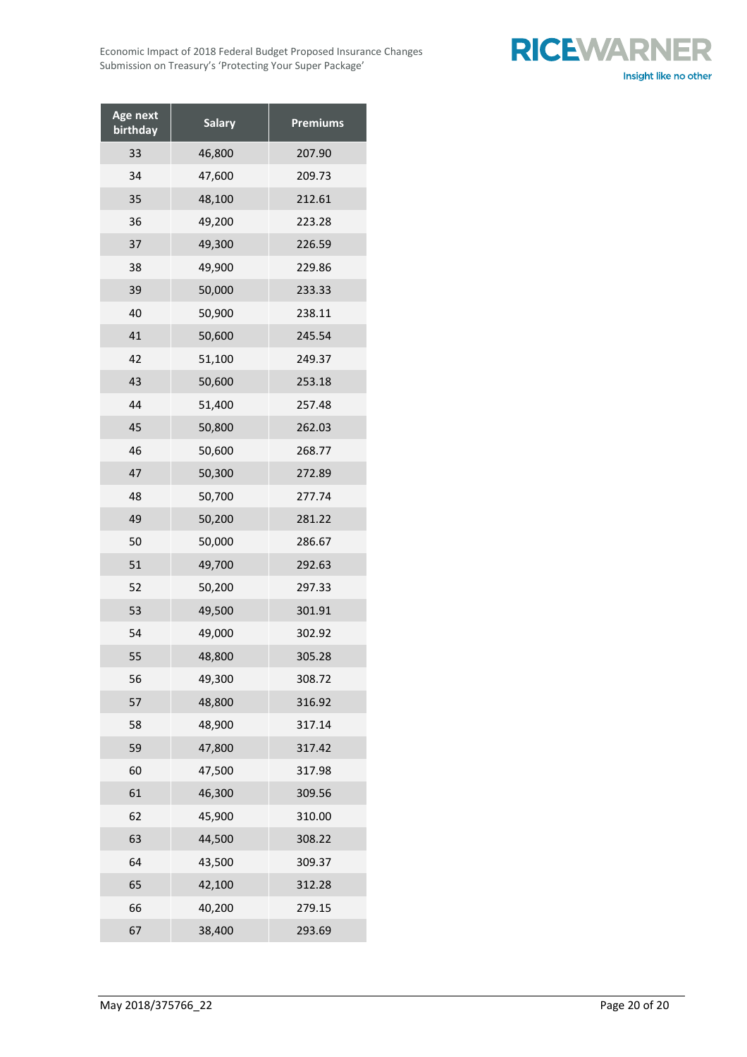| Age next birthday | Salary | Premiums |
| --- | --- | --- |
| 33 | 46,800 | 207.90 |
| 34 | 47,600 | 209.73 |
| 35 | 48,100 | 212.61 |
| 36 | 49,200 | 223.28 |
| 37 | 49,300 | 226.59 |
| 38 | 49,900 | 229.86 |
| 39 | 50,000 | 233.33 |
| 40 | 50,900 | 238.11 |
| 41 | 50,600 | 245.54 |
| 42 | 51,100 | 249.37 |
| 43 | 50,600 | 253.18 |
| 44 | 51,400 | 257.48 |
| 45 | 50,800 | 262.03 |
| 46 | 50,600 | 268.77 |
| 47 | 50,300 | 272.89 |
| 48 | 50,700 | 277.74 |
| 49 | 50,200 | 281.22 |
| 50 | 50,000 | 286.67 |
| 51 | 49,700 | 292.63 |
| 52 | 50,200 | 297.33 |
| 53 | 49,500 | 301.91 |
| 54 | 49,000 | 302.92 |
| 55 | 48,800 | 305.28 |
| 56 | 49,300 | 308.72 |
| 57 | 48,800 | 316.92 |
| 58 | 48,900 | 317.14 |
| 59 | 47,800 | 317.42 |
| 60 | 47,500 | 317.98 |
| 61 | 46,300 | 309.56 |
| 62 | 45,900 | 310.00 |
| 63 | 44,500 | 308.22 |
| 64 | 43,500 | 309.37 |
| 65 | 42,100 | 312.28 |
| 66 | 40,200 | 279.15 |
| 67 | 38,400 | 293.69 |